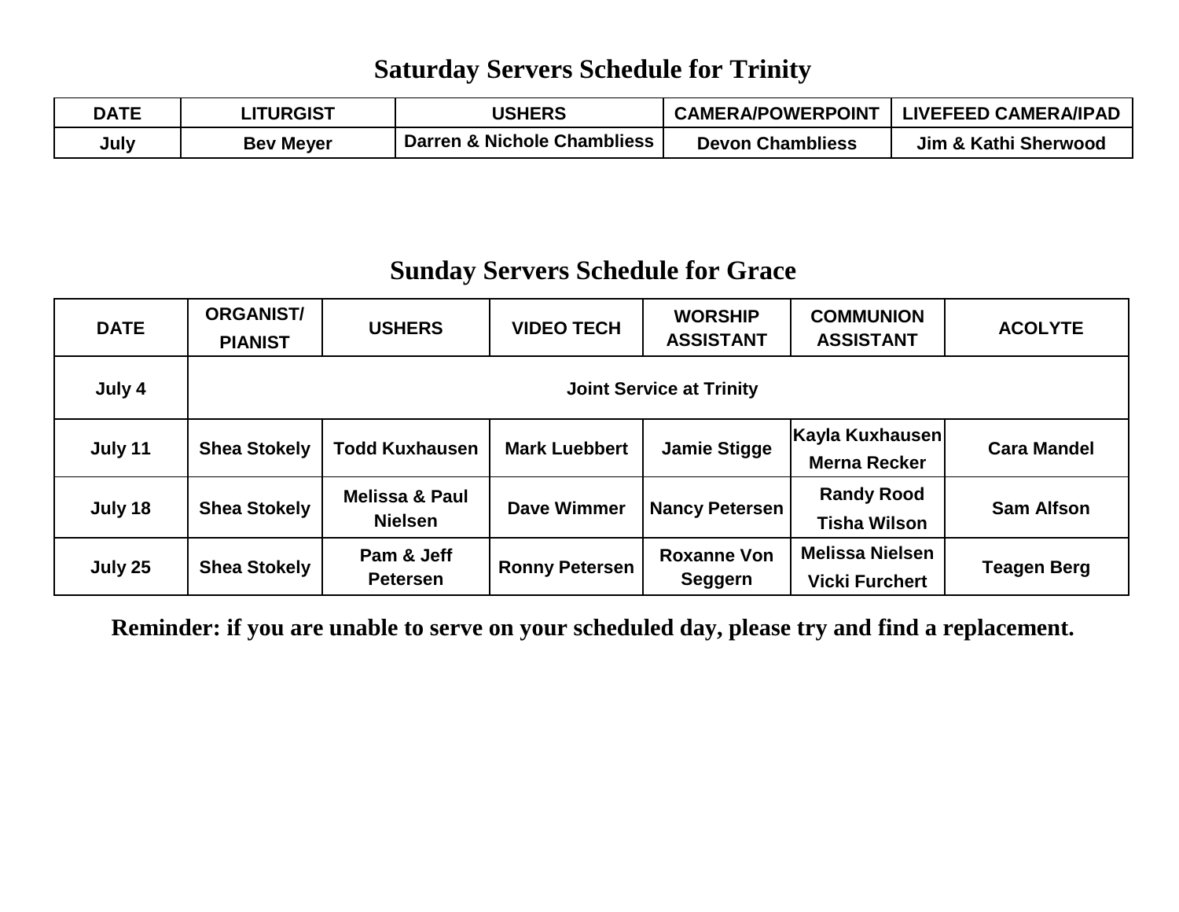# Saturday Servers Schedule for Trinity

| DATE | LITURGIST | USHERS | CAMERA/POWERPOINT | LIVEFEED CAMERA/IPAD |
|---|---|---|---|---|
| July | Bev Meyer | Darren & Nichole Chambliess | Devon Chambliess | Jim & Kathi Sherwood |

# Sunday Servers Schedule for Grace

| DATE | ORGANIST/ PIANIST | USHERS | VIDEO TECH | WORSHIP ASSISTANT | COMMUNION ASSISTANT | ACOLYTE |
|---|---|---|---|---|---|---|
| July 4 | Joint Service at Trinity | | | | | |
| July 11 | Shea Stokely | Todd Kuxhausen | Mark Luebbert | Jamie Stigge | Kayla Kuxhausen Merna Recker | Cara Mandel |
| July 18 | Shea Stokely | Melissa & Paul Nielsen | Dave Wimmer | Nancy Petersen | Randy Rood Tisha Wilson | Sam Alfson |
| July 25 | Shea Stokely | Pam & Jeff Petersen | Ronny Petersen | Roxanne Von Seggern | Melissa Nielsen Vicki Furchert | Teagen Berg |

**Reminder: if you are unable to serve on your scheduled day, please try and find a replacement.**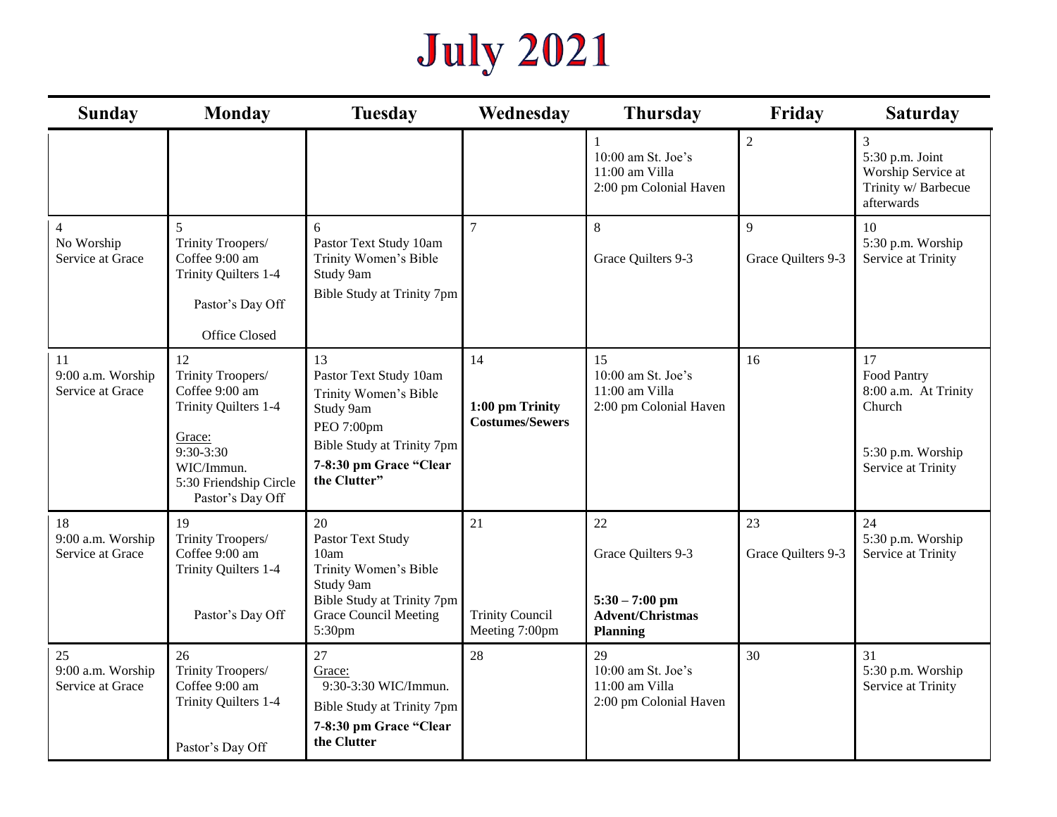# July 2021

| Sunday | Monday | Tuesday | Wednesday | Thursday | Friday | Saturday |
|---|---|---|---|---|---|---|
| | | | | 1<br>10:00 am St. Joe's<br>11:00 am Villa<br>2:00 pm Colonial Haven | 2 | 3<br>5:30 p.m. Joint Worship Service at Trinity w/ Barbecue afterwards |
| 4<br>No Worship Service at Grace | 5<br>Trinity Troopers/ Coffee 9:00 am<br>Trinity Quilters 1-4<br>Pastor's Day Off<br>Office Closed | 6<br>Pastor Text Study 10am<br>Trinity Women's Bible Study 9am<br>Bible Study at Trinity 7pm | 7 | 8<br>Grace Quilters 9-3 | 9<br>Grace Quilters 9-3 | 10<br>5:30 p.m. Worship Service at Trinity |
| 11<br>9:00 a.m. Worship Service at Grace | 12<br>Trinity Troopers/ Coffee 9:00 am<br>Trinity Quilters 1-4<br>Grace:<br>9:30-3:30 WIC/Immun.<br>5:30 Friendship Circle<br>Pastor's Day Off | 13<br>Pastor Text Study 10am<br>Trinity Women's Bible Study 9am<br>PEO 7:00pm<br>Bible Study at Trinity 7pm<br>**7-8:30 pm Grace "Clear the Clutter"** | 14<br>**1:00 pm Trinity Costumes/Sewers** | 15<br>10:00 am St. Joe's<br>11:00 am Villa<br>2:00 pm Colonial Haven | 16 | 17<br>Food Pantry<br>8:00 a.m. At Trinity Church<br>5:30 p.m. Worship Service at Trinity |
| 18<br>9:00 a.m. Worship Service at Grace | 19<br>Trinity Troopers/ Coffee 9:00 am<br>Trinity Quilters 1-4<br>Pastor's Day Off | 20<br>Pastor Text Study 10am<br>Trinity Women's Bible Study 9am<br>Bible Study at Trinity 7pm<br>Grace Council Meeting 5:30pm | 21<br>Trinity Council Meeting 7:00pm | 22<br>Grace Quilters 9-3<br>**5:30 – 7:00 pm Advent/Christmas Planning** | 23<br>Grace Quilters 9-3 | 24<br>5:30 p.m. Worship Service at Trinity |
| 25<br>9:00 a.m. Worship Service at Grace | 26<br>Trinity Troopers/ Coffee 9:00 am<br>Trinity Quilters 1-4<br>Pastor's Day Off | 27<br>Grace:<br>9:30-3:30 WIC/Immun.<br>Bible Study at Trinity 7pm<br>**7-8:30 pm Grace "Clear the Clutter** | 28 | 29<br>10:00 am St. Joe's<br>11:00 am Villa<br>2:00 pm Colonial Haven | 30 | 31<br>5:30 p.m. Worship Service at Trinity |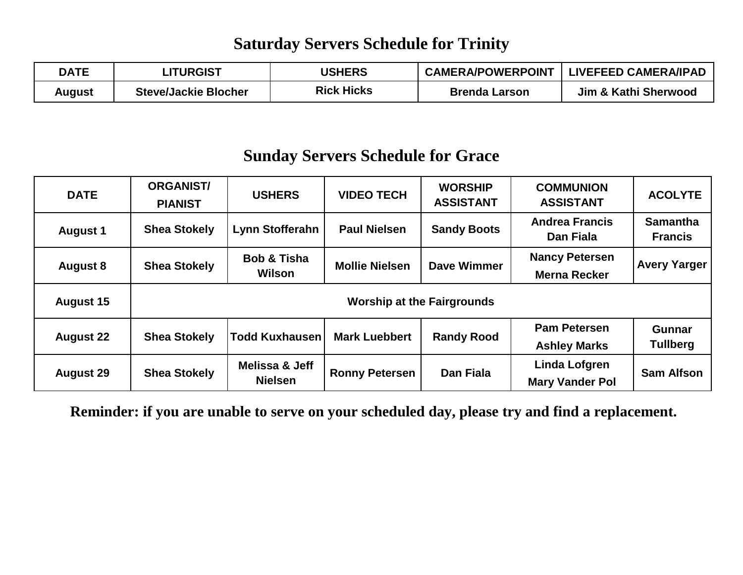# Saturday Servers Schedule for Trinity

| DATE | LITURGIST | USHERS | CAMERA/POWERPOINT | LIVEFEED CAMERA/IPAD |
|---|---|---|---|---|
| August | Steve/Jackie Blocher | Rick Hicks | Brenda Larson | Jim & Kathi Sherwood |

# Sunday Servers Schedule for Grace

| DATE | ORGANIST/ PIANIST | USHERS | VIDEO TECH | WORSHIP ASSISTANT | COMMUNION ASSISTANT | ACOLYTE |
|---|---|---|---|---|---|---|
| August 1 | Shea Stokely | Lynn Stofferahn | Paul Nielsen | Sandy Boots | Andrea Francis Dan Fiala | Samantha Francis |
| August 8 | Shea Stokely | Bob & Tisha Wilson | Mollie Nielsen | Dave Wimmer | Nancy Petersen Merna Recker | Avery Yarger |
| August 15 | Worship at the Fairgrounds | | | | | |
| August 22 | Shea Stokely | Todd Kuxhausen | Mark Luebbert | Randy Rood | Pam Petersen Ashley Marks | Gunnar Tullberg |
| August 29 | Shea Stokely | Melissa & Jeff Nielsen | Ronny Petersen | Dan Fiala | Linda Lofgren Mary Vander Pol | Sam Alfson |

**Reminder: if you are unable to serve on your scheduled day, please try and find a replacement.**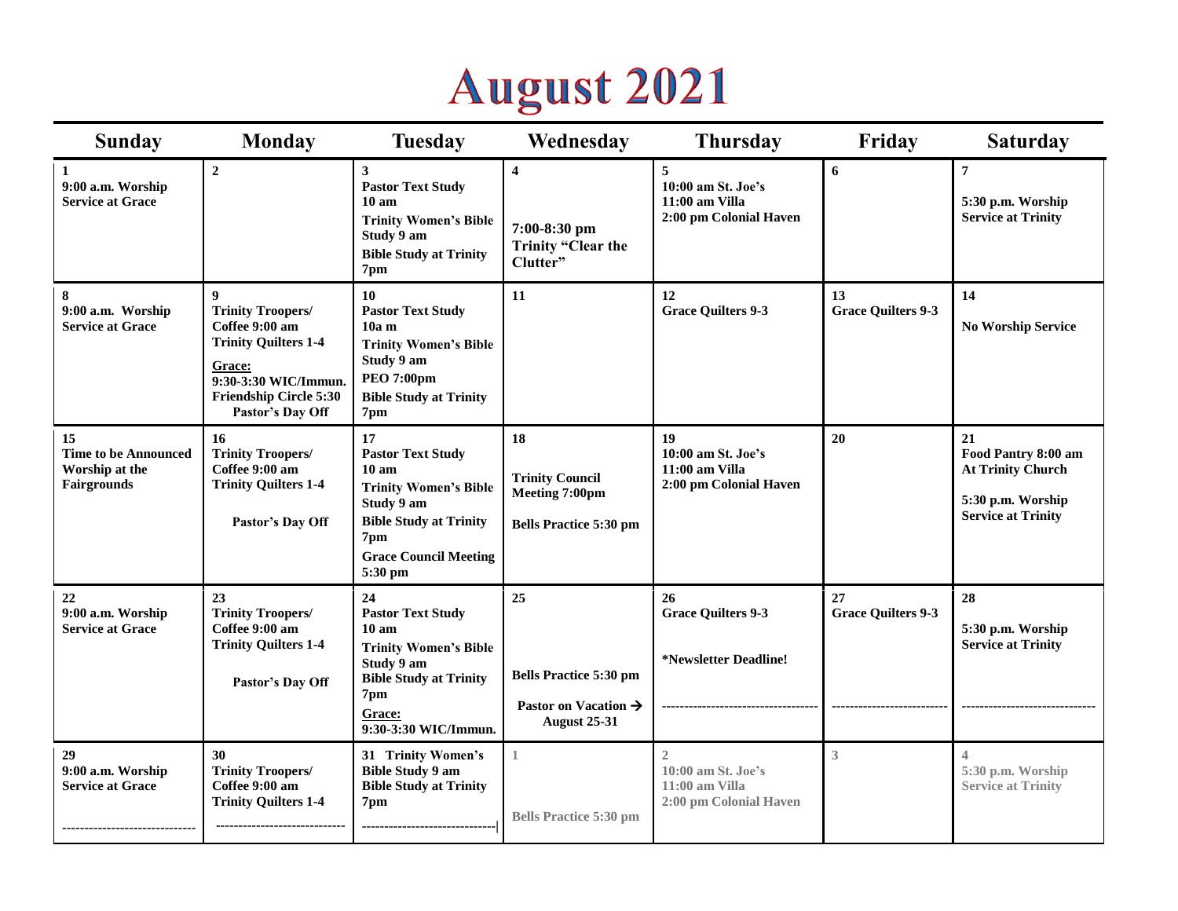# August 2021

| Sunday | Monday | Tuesday | Wednesday | Thursday | Friday | Saturday |
|---|---|---|---|---|---|---|
| **1** **9:00 a.m. Worship Service at Grace** | **2** | **3** **Pastor Text Study 10 am** **Trinity Women's Bible Study 9 am** **Bible Study at Trinity 7pm** | **4** **7:00-8:30 pm Trinity "Clear the Clutter"** | **5** **10:00 am St. Joe's** **11:00 am Villa** **2:00 pm Colonial Haven** | **6** | **7** **5:30 p.m. Worship Service at Trinity** |
| **8** **9:00 a.m. Worship Service at Grace** | **9** **Trinity Troopers/ Coffee 9:00 am** **Trinity Quilters 1-4** **Grace:** **9:30-3:30 WIC/Immun.** **Friendship Circle 5:30** **Pastor's Day Off** | **10** **Pastor Text Study 10a m** **Trinity Women's Bible Study 9 am** **PEO 7:00pm** **Bible Study at Trinity 7pm** | **11** | **12** **Grace Quilters 9-3** | **13** **Grace Quilters 9-3** | **14** **No Worship Service** |
| **15** **Time to be Announced Worship at the Fairgrounds** | **16** **Trinity Troopers/ Coffee 9:00 am** **Trinity Quilters 1-4** **Pastor's Day Off** | **17** **Pastor Text Study 10 am** **Trinity Women's Bible Study 9 am** **Bible Study at Trinity 7pm** **Grace Council Meeting 5:30 pm** | **18** **Trinity Council Meeting 7:00pm** **Bells Practice 5:30 pm** | **19** **10:00 am St. Joe's** **11:00 am Villa** **2:00 pm Colonial Haven** | **20** | **21** **Food Pantry 8:00 am At Trinity Church** **5:30 p.m. Worship Service at Trinity** |
| **22** **9:00 a.m. Worship Service at Grace** | **23** **Trinity Troopers/ Coffee 9:00 am** **Trinity Quilters 1-4** **Pastor's Day Off** | **24** **Pastor Text Study 10 am** **Trinity Women's Bible Study 9 am** **Bible Study at Trinity 7pm** **Grace:** **9:30-3:30 WIC/Immun.** | **25** **Bells Practice 5:30 pm** **Pastor on Vacation → August 25-31** | **26** **Grace Quilters 9-3** **\*Newsletter Deadline!** | **27** **Grace Quilters 9-3** | **28** **5:30 p.m. Worship Service at Trinity** |
| **29** **9:00 a.m. Worship Service at Grace** | **30** **Trinity Troopers/ Coffee 9:00 am** **Trinity Quilters 1-4** | **31** **Trinity Women's Bible Study 9 am** **Bible Study at Trinity 7pm** | **1** **Bells Practice 5:30 pm** | **2** **10:00 am St. Joe's** **11:00 am Villa** **2:00 pm Colonial Haven** | **3** | **4** **5:30 p.m. Worship Service at Trinity** |